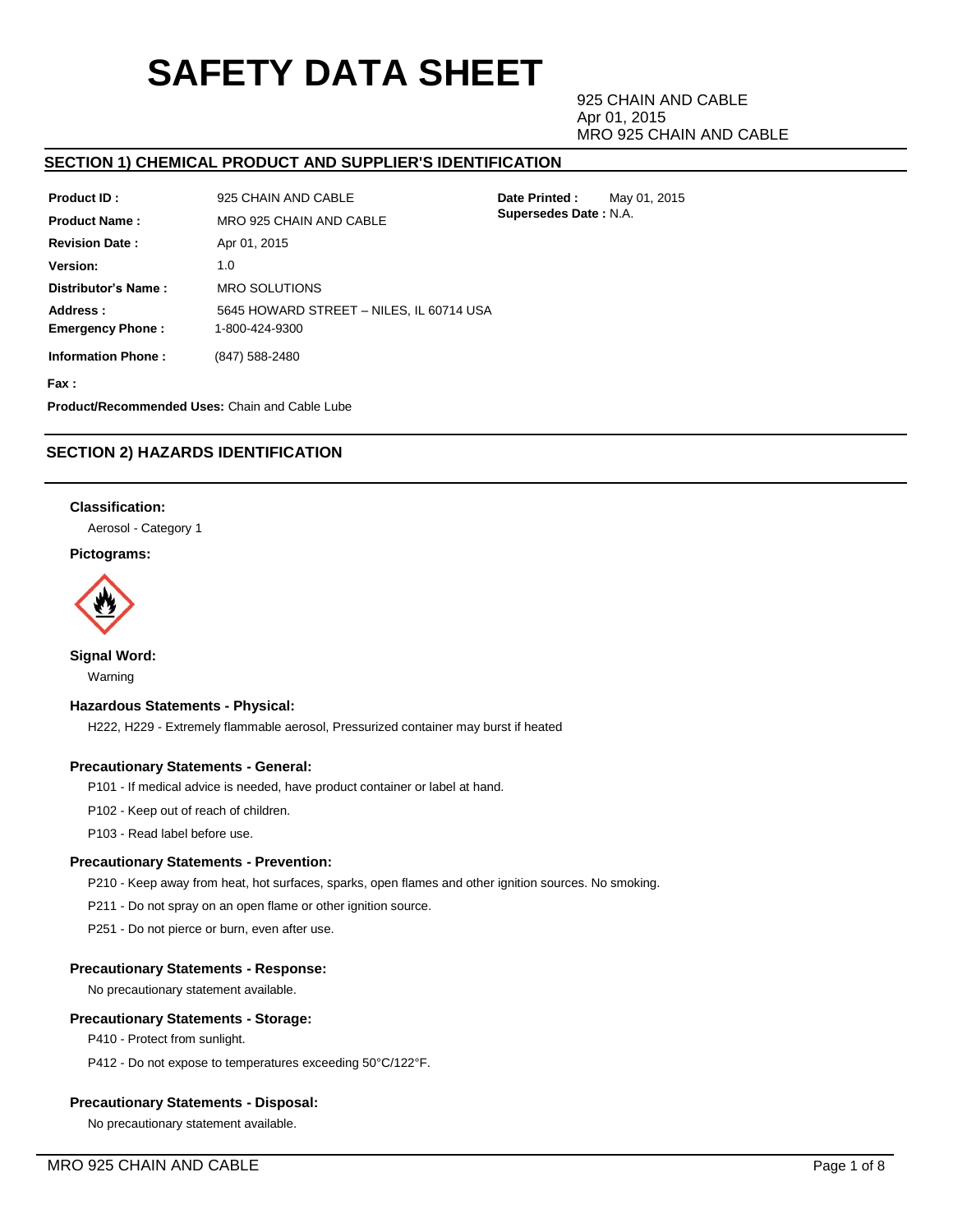# SAFETY DATA SHEET

925 CHAIN AND CABLE
Apr 01, 2015
MRO 925 CHAIN AND CABLE

## SECTION 1) CHEMICAL PRODUCT AND SUPPLIER'S IDENTIFICATION

**Product ID :** 925 CHAIN AND CABLE

**Product Name :** MRO 925 CHAIN AND CABLE

**Revision Date :** Apr 01, 2015

**Version:** 1.0

**Distributor's Name :** MRO SOLUTIONS

**Address :** 5645 HOWARD STREET – NILES, IL 60714 USA

**Emergency Phone :** 1-800-424-9300

**Information Phone :** (847) 588-2480

**Fax :**

**Date Printed :** May 01, 2015

**Supersedes Date :** N.A.

**Product/Recommended Uses:** Chain and Cable Lube

## SECTION 2) HAZARDS IDENTIFICATION

### Classification:

Aerosol - Category 1

### Pictograms:

### Signal Word:

Warning

### Hazardous Statements - Physical:

H222, H229 - Extremely flammable aerosol, Pressurized container may burst if heated

### Precautionary Statements - General:

P101 - If medical advice is needed, have product container or label at hand.

P102 - Keep out of reach of children.

P103 - Read label before use.

### Precautionary Statements - Prevention:

P210 - Keep away from heat, hot surfaces, sparks, open flames and other ignition sources. No smoking.

P211 - Do not spray on an open flame or other ignition source.

P251 - Do not pierce or burn, even after use.

### Precautionary Statements - Response:

No precautionary statement available.

### Precautionary Statements - Storage:

P410 - Protect from sunlight.

P412 - Do not expose to temperatures exceeding 50°C/122°F.

### Precautionary Statements - Disposal:

No precautionary statement available.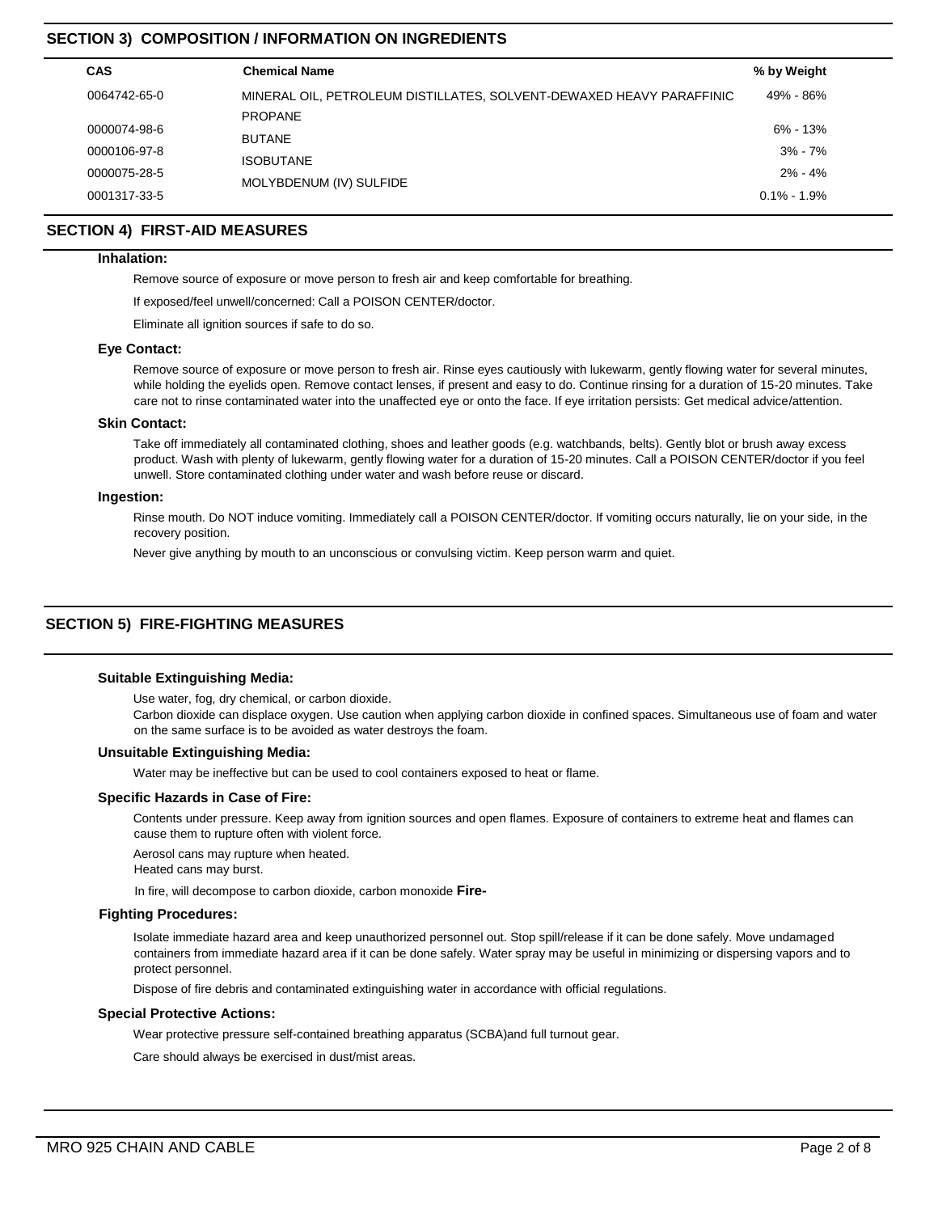## SECTION 3) COMPOSITION / INFORMATION ON INGREDIENTS

| CAS | Chemical Name | % by Weight |
|---|---|---|
| 0064742-65-0 | MINERAL OIL, PETROLEUM DISTILLATES, SOLVENT-DEWAXED HEAVY PARAFFINIC | 49% - 86% |
| 0000074-98-6 | PROPANE | 6% - 13% |
| 0000106-97-8 | BUTANE | 3% - 7% |
| 0000075-28-5 | ISOBUTANE | 2% - 4% |
| 0001317-33-5 | MOLYBDENUM (IV) SULFIDE | 0.1% - 1.9% |

## SECTION 4) FIRST-AID MEASURES

### Inhalation:

Remove source of exposure or move person to fresh air and keep comfortable for breathing.

If exposed/feel unwell/concerned: Call a POISON CENTER/doctor.

Eliminate all ignition sources if safe to do so.

### Eye Contact:

Remove source of exposure or move person to fresh air. Rinse eyes cautiously with lukewarm, gently flowing water for several minutes, while holding the eyelids open. Remove contact lenses, if present and easy to do. Continue rinsing for a duration of 15-20 minutes. Take care not to rinse contaminated water into the unaffected eye or onto the face. If eye irritation persists: Get medical advice/attention.

### Skin Contact:

Take off immediately all contaminated clothing, shoes and leather goods (e.g. watchbands, belts). Gently blot or brush away excess product. Wash with plenty of lukewarm, gently flowing water for a duration of 15-20 minutes. Call a POISON CENTER/doctor if you feel unwell. Store contaminated clothing under water and wash before reuse or discard.

### Ingestion:

Rinse mouth. Do NOT induce vomiting. Immediately call a POISON CENTER/doctor. If vomiting occurs naturally, lie on your side, in the recovery position.

Never give anything by mouth to an unconscious or convulsing victim. Keep person warm and quiet.

## SECTION 5) FIRE-FIGHTING MEASURES

### Suitable Extinguishing Media:

Use water, fog, dry chemical, or carbon dioxide.
Carbon dioxide can displace oxygen. Use caution when applying carbon dioxide in confined spaces. Simultaneous use of foam and water on the same surface is to be avoided as water destroys the foam.

### Unsuitable Extinguishing Media:

Water may be ineffective but can be used to cool containers exposed to heat or flame.

### Specific Hazards in Case of Fire:

Contents under pressure. Keep away from ignition sources and open flames. Exposure of containers to extreme heat and flames can cause them to rupture often with violent force.

Aerosol cans may rupture when heated.
Heated cans may burst.

In fire, will decompose to carbon dioxide, carbon monoxide

### Fire-Fighting Procedures:

Isolate immediate hazard area and keep unauthorized personnel out. Stop spill/release if it can be done safely. Move undamaged containers from immediate hazard area if it can be done safely. Water spray may be useful in minimizing or dispersing vapors and to protect personnel.

Dispose of fire debris and contaminated extinguishing water in accordance with official regulations.

### Special Protective Actions:

Wear protective pressure self-contained breathing apparatus (SCBA)and full turnout gear.

Care should always be exercised in dust/mist areas.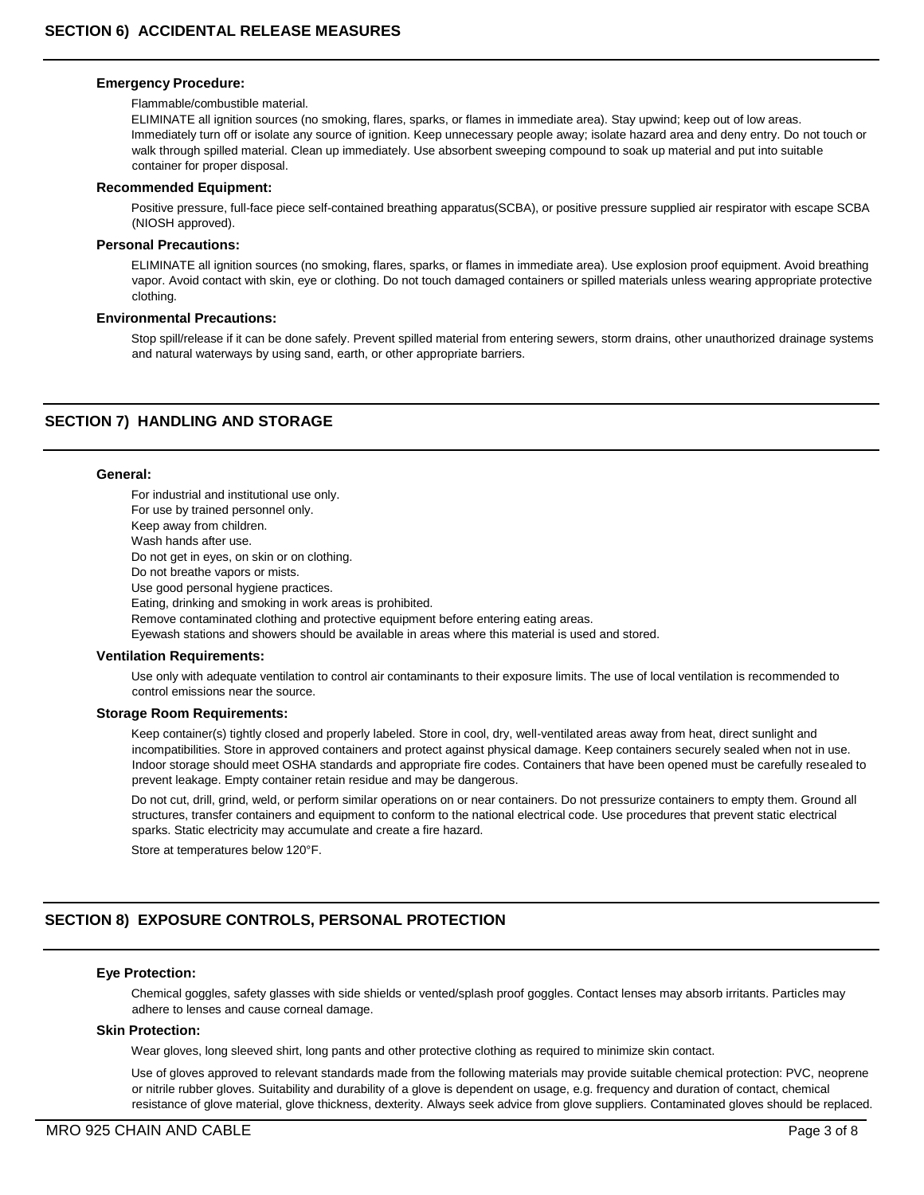## SECTION 6) ACCIDENTAL RELEASE MEASURES

**Emergency Procedure:**

Flammable/combustible material.
ELIMINATE all ignition sources (no smoking, flares, sparks, or flames in immediate area). Stay upwind; keep out of low areas. Immediately turn off or isolate any source of ignition. Keep unnecessary people away; isolate hazard area and deny entry. Do not touch or walk through spilled material. Clean up immediately. Use absorbent sweeping compound to soak up material and put into suitable container for proper disposal.

**Recommended Equipment:**

Positive pressure, full-face piece self-contained breathing apparatus(SCBA), or positive pressure supplied air respirator with escape SCBA (NIOSH approved).

**Personal Precautions:**

ELIMINATE all ignition sources (no smoking, flares, sparks, or flames in immediate area). Use explosion proof equipment. Avoid breathing vapor. Avoid contact with skin, eye or clothing. Do not touch damaged containers or spilled materials unless wearing appropriate protective clothing.

**Environmental Precautions:**

Stop spill/release if it can be done safely. Prevent spilled material from entering sewers, storm drains, other unauthorized drainage systems and natural waterways by using sand, earth, or other appropriate barriers.

## SECTION 7) HANDLING AND STORAGE

**General:**

For industrial and institutional use only.
For use by trained personnel only.
Keep away from children.
Wash hands after use.
Do not get in eyes, on skin or on clothing.
Do not breathe vapors or mists.
Use good personal hygiene practices.
Eating, drinking and smoking in work areas is prohibited.
Remove contaminated clothing and protective equipment before entering eating areas.
Eyewash stations and showers should be available in areas where this material is used and stored.

**Ventilation Requirements:**

Use only with adequate ventilation to control air contaminants to their exposure limits. The use of local ventilation is recommended to control emissions near the source.

**Storage Room Requirements:**

Keep container(s) tightly closed and properly labeled. Store in cool, dry, well-ventilated areas away from heat, direct sunlight and incompatibilities. Store in approved containers and protect against physical damage. Keep containers securely sealed when not in use. Indoor storage should meet OSHA standards and appropriate fire codes. Containers that have been opened must be carefully resealed to prevent leakage. Empty container retain residue and may be dangerous.

Do not cut, drill, grind, weld, or perform similar operations on or near containers. Do not pressurize containers to empty them. Ground all structures, transfer containers and equipment to conform to the national electrical code. Use procedures that prevent static electrical sparks. Static electricity may accumulate and create a fire hazard.

Store at temperatures below 120°F.

## SECTION 8) EXPOSURE CONTROLS, PERSONAL PROTECTION

**Eye Protection:**

Chemical goggles, safety glasses with side shields or vented/splash proof goggles. Contact lenses may absorb irritants. Particles may adhere to lenses and cause corneal damage.

**Skin Protection:**

Wear gloves, long sleeved shirt, long pants and other protective clothing as required to minimize skin contact.

Use of gloves approved to relevant standards made from the following materials may provide suitable chemical protection: PVC, neoprene or nitrile rubber gloves. Suitability and durability of a glove is dependent on usage, e.g. frequency and duration of contact, chemical resistance of glove material, glove thickness, dexterity. Always seek advice from glove suppliers. Contaminated gloves should be replaced.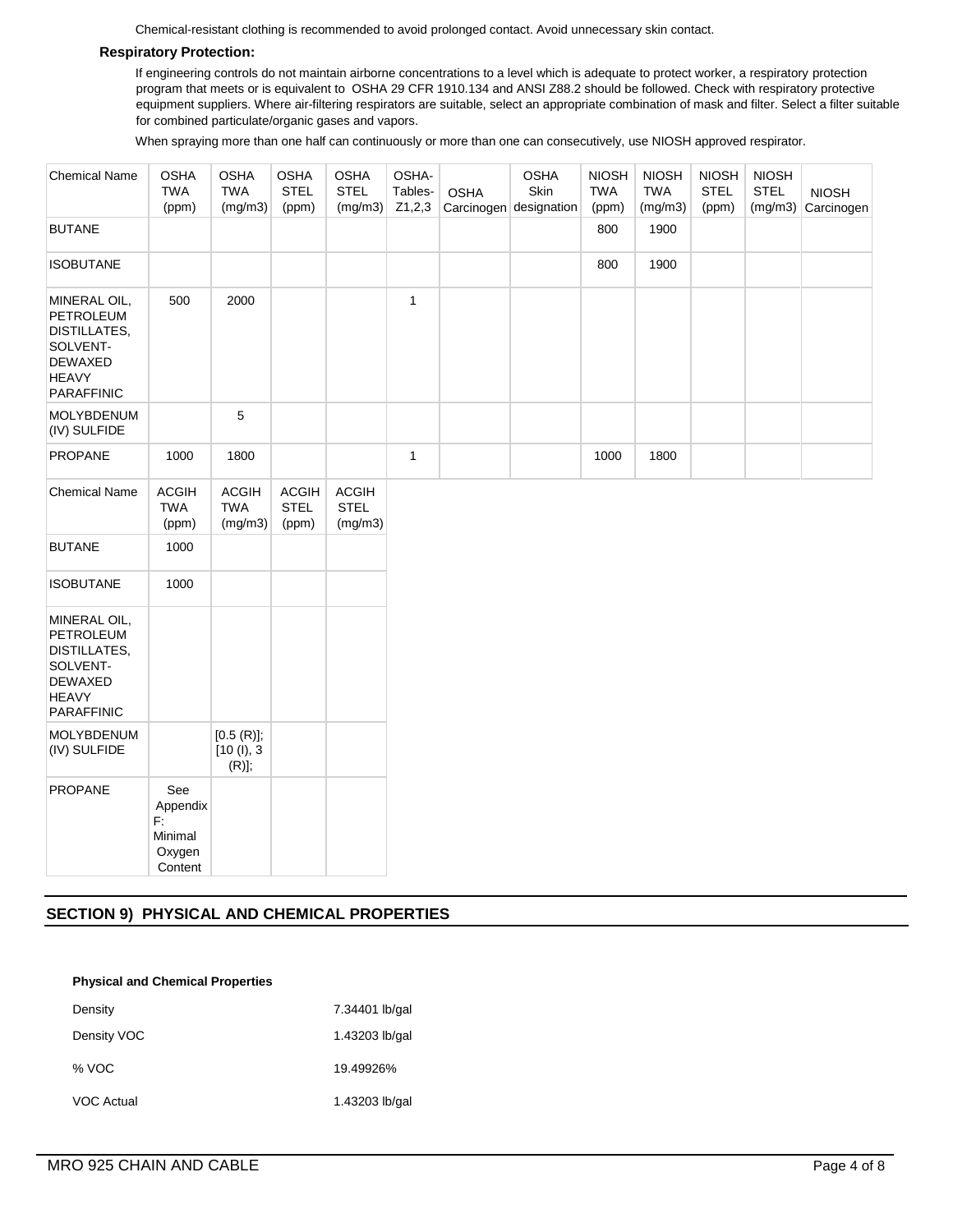Chemical-resistant clothing is recommended to avoid prolonged contact. Avoid unnecessary skin contact.

**Respiratory Protection:**

If engineering controls do not maintain airborne concentrations to a level which is adequate to protect worker, a respiratory protection program that meets or is equivalent to OSHA 29 CFR 1910.134 and ANSI Z88.2 should be followed. Check with respiratory protective equipment suppliers. Where air-filtering respirators are suitable, select an appropriate combination of mask and filter. Select a filter suitable for combined particulate/organic gases and vapors.

When spraying more than one half can continuously or more than one can consecutively, use NIOSH approved respirator.

| Chemical Name | OSHA TWA (ppm) | OSHA TWA (mg/m3) | OSHA STEL (ppm) | OSHA STEL (mg/m3) | OSHA-Tables-Z1,2,3 | OSHA Carcinogen | OSHA Skin designation | NIOSH TWA (ppm) | NIOSH TWA (mg/m3) | NIOSH STEL (ppm) | NIOSH STEL (mg/m3) | NIOSH Carcinogen |
|---|---|---|---|---|---|---|---|---|---|---|---|---|
| BUTANE | | | | | | | | 800 | 1900 | | | |
| ISOBUTANE | | | | | | | | 800 | 1900 | | | |
| MINERAL OIL, PETROLEUM DISTILLATES, SOLVENT-DEWAXED HEAVY PARAFFINIC | 500 | 2000 | | | 1 | | | | | | | |
| MOLYBDENUM (IV) SULFIDE | | 5 | | | | | | | | | | |
| PROPANE | 1000 | 1800 | | | 1 | | | 1000 | 1800 | | | |

| Chemical Name | ACGIH TWA (ppm) | ACGIH TWA (mg/m3) | ACGIH STEL (ppm) | ACGIH STEL (mg/m3) |
|---|---|---|---|---|
| BUTANE | 1000 | | | |
| ISOBUTANE | 1000 | | | |
| MINERAL OIL, PETROLEUM DISTILLATES, SOLVENT-DEWAXED HEAVY PARAFFINIC | | | | |
| MOLYBDENUM (IV) SULFIDE | | [0.5 (R)]; [10 (I), 3 (R)]; | | |
| PROPANE | See Appendix F: Minimal Oxygen Content | | | |

## SECTION 9) PHYSICAL AND CHEMICAL PROPERTIES

**Physical and Chemical Properties**

| | |
|---|---|
| Density | 7.34401 lb/gal |
| Density VOC | 1.43203 lb/gal |
| % VOC | 19.49926% |
| VOC Actual | 1.43203 lb/gal |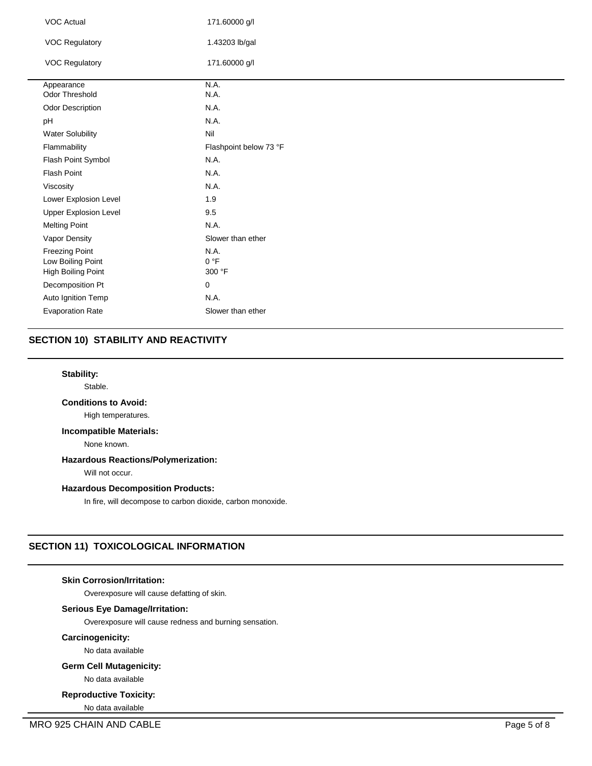| | |
|---|---|
| VOC Actual | 171.60000 g/l |
| VOC Regulatory | 1.43203 lb/gal |
| VOC Regulatory | 171.60000 g/l |

| | |
|---|---|
| Appearance | N.A. |
| Odor Threshold | N.A. |
| Odor Description | N.A. |
| pH | N.A. |
| Water Solubility | Nil |
| Flammability | Flashpoint below 73 °F |
| Flash Point Symbol | N.A. |
| Flash Point | N.A. |
| Viscosity | N.A. |
| Lower Explosion Level | 1.9 |
| Upper Explosion Level | 9.5 |
| Melting Point | N.A. |
| Vapor Density | Slower than ether |
| Freezing Point | N.A. |
| Low Boiling Point | 0 °F |
| High Boiling Point | 300 °F |
| Decomposition Pt | 0 |
| Auto Ignition Temp | N.A. |
| Evaporation Rate | Slower than ether |

## SECTION 10) STABILITY AND REACTIVITY

**Stability:**

Stable.

**Conditions to Avoid:**

High temperatures.

**Incompatible Materials:**

None known.

**Hazardous Reactions/Polymerization:**

Will not occur.

**Hazardous Decomposition Products:**

In fire, will decompose to carbon dioxide, carbon monoxide.

## SECTION 11) TOXICOLOGICAL INFORMATION

**Skin Corrosion/Irritation:**

Overexposure will cause defatting of skin.

**Serious Eye Damage/Irritation:**

Overexposure will cause redness and burning sensation.

**Carcinogenicity:**

No data available

**Germ Cell Mutagenicity:**

No data available

**Reproductive Toxicity:**

No data available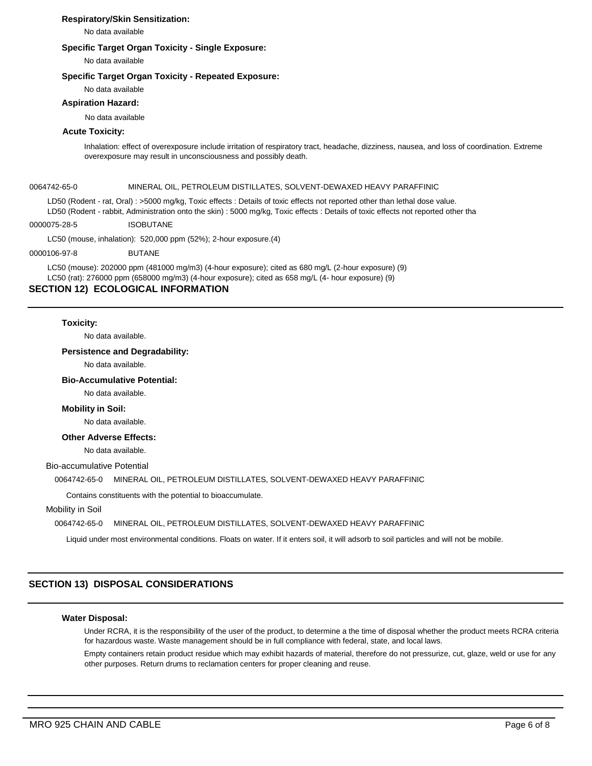**Respiratory/Skin Sensitization:**

No data available

**Specific Target Organ Toxicity - Single Exposure:**

No data available

**Specific Target Organ Toxicity - Repeated Exposure:**

No data available

**Aspiration Hazard:**

No data available

**Acute Toxicity:**

Inhalation: effect of overexposure include irritation of respiratory tract, headache, dizziness, nausea, and loss of coordination. Extreme overexposure may result in unconsciousness and possibly death.

0064742-65-0 MINERAL OIL, PETROLEUM DISTILLATES, SOLVENT-DEWAXED HEAVY PARAFFINIC

LD50 (Rodent - rat, Oral) : >5000 mg/kg, Toxic effects : Details of toxic effects not reported other than lethal dose value.
LD50 (Rodent - rabbit, Administration onto the skin) : 5000 mg/kg, Toxic effects : Details of toxic effects not reported other tha

0000075-28-5 ISOBUTANE

LC50 (mouse, inhalation): 520,000 ppm (52%); 2-hour exposure.(4)

0000106-97-8 BUTANE

LC50 (mouse): 202000 ppm (481000 mg/m3) (4-hour exposure); cited as 680 mg/L (2-hour exposure) (9)
LC50 (rat): 276000 ppm (658000 mg/m3) (4-hour exposure); cited as 658 mg/L (4- hour exposure) (9)

## SECTION 12) ECOLOGICAL INFORMATION

**Toxicity:**

No data available.

**Persistence and Degradability:**

No data available.

**Bio-Accumulative Potential:**

No data available.

**Mobility in Soil:**

No data available.

**Other Adverse Effects:**

No data available.

Bio-accumulative Potential

0064742-65-0 MINERAL OIL, PETROLEUM DISTILLATES, SOLVENT-DEWAXED HEAVY PARAFFINIC

Contains constituents with the potential to bioaccumulate.

Mobility in Soil

0064742-65-0 MINERAL OIL, PETROLEUM DISTILLATES, SOLVENT-DEWAXED HEAVY PARAFFINIC

Liquid under most environmental conditions. Floats on water. If it enters soil, it will adsorb to soil particles and will not be mobile.

## SECTION 13) DISPOSAL CONSIDERATIONS

**Water Disposal:**

Under RCRA, it is the responsibility of the user of the product, to determine a the time of disposal whether the product meets RCRA criteria for hazardous waste. Waste management should be in full compliance with federal, state, and local laws.

Empty containers retain product residue which may exhibit hazards of material, therefore do not pressurize, cut, glaze, weld or use for any other purposes. Return drums to reclamation centers for proper cleaning and reuse.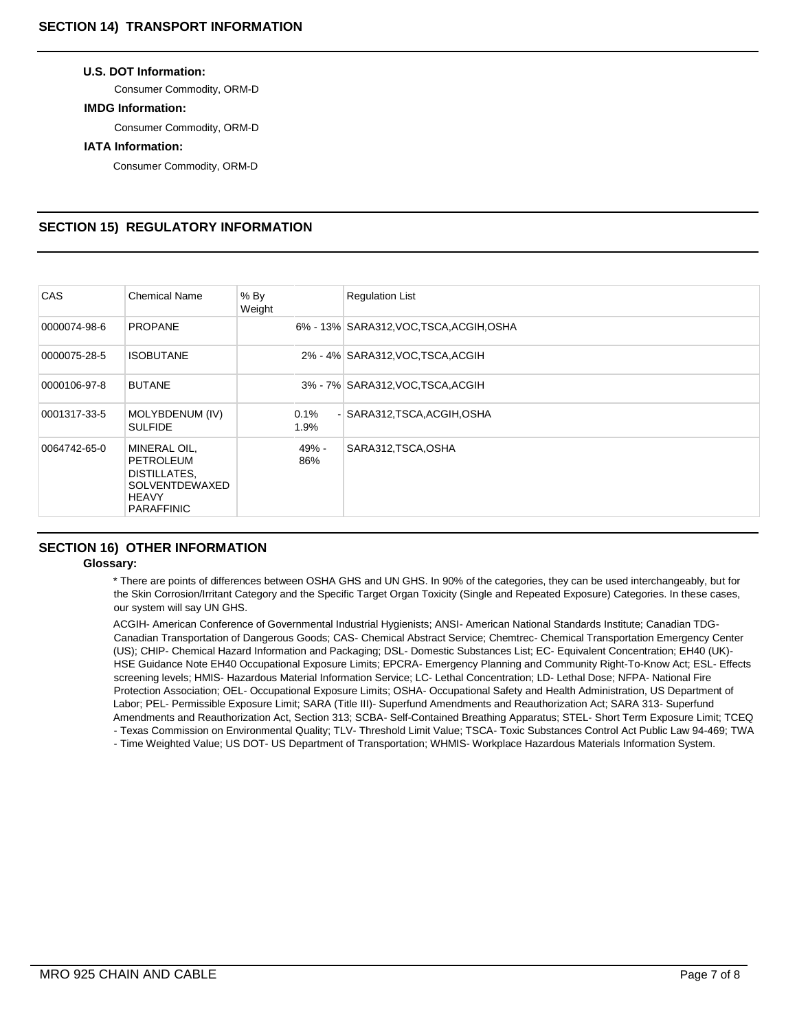## SECTION 14) TRANSPORT INFORMATION

**U.S. DOT Information:**

Consumer Commodity, ORM-D

**IMDG Information:**

Consumer Commodity, ORM-D

**IATA Information:**

Consumer Commodity, ORM-D

## SECTION 15) REGULATORY INFORMATION

| CAS | Chemical Name | % By Weight | Regulation List |
|---|---|---|---|
| 0000074-98-6 | PROPANE | 6% - 13% | SARA312,VOC,TSCA,ACGIH,OSHA |
| 0000075-28-5 | ISOBUTANE | 2% - 4% | SARA312,VOC,TSCA,ACGIH |
| 0000106-97-8 | BUTANE | 3% - 7% | SARA312,VOC,TSCA,ACGIH |
| 0001317-33-5 | MOLYBDENUM (IV) SULFIDE | 0.1% - 1.9% | SARA312,TSCA,ACGIH,OSHA |
| 0064742-65-0 | MINERAL OIL, PETROLEUM DISTILLATES, SOLVENTDEWAXED HEAVY PARAFFINIC | 49% - 86% | SARA312,TSCA,OSHA |

## SECTION 16) OTHER INFORMATION

**Glossary:**

* There are points of differences between OSHA GHS and UN GHS. In 90% of the categories, they can be used interchangeably, but for the Skin Corrosion/Irritant Category and the Specific Target Organ Toxicity (Single and Repeated Exposure) Categories. In these cases, our system will say UN GHS.

ACGIH- American Conference of Governmental Industrial Hygienists; ANSI- American National Standards Institute; Canadian TDG- Canadian Transportation of Dangerous Goods; CAS- Chemical Abstract Service; Chemtrec- Chemical Transportation Emergency Center (US); CHIP- Chemical Hazard Information and Packaging; DSL- Domestic Substances List; EC- Equivalent Concentration; EH40 (UK)- HSE Guidance Note EH40 Occupational Exposure Limits; EPCRA- Emergency Planning and Community Right-To-Know Act; ESL- Effects screening levels; HMIS- Hazardous Material Information Service; LC- Lethal Concentration; LD- Lethal Dose; NFPA- National Fire Protection Association; OEL- Occupational Exposure Limits; OSHA- Occupational Safety and Health Administration, US Department of Labor; PEL- Permissible Exposure Limit; SARA (Title III)- Superfund Amendments and Reauthorization Act; SARA 313- Superfund Amendments and Reauthorization Act, Section 313; SCBA- Self-Contained Breathing Apparatus; STEL- Short Term Exposure Limit; TCEQ - Texas Commission on Environmental Quality; TLV- Threshold Limit Value; TSCA- Toxic Substances Control Act Public Law 94-469; TWA - Time Weighted Value; US DOT- US Department of Transportation; WHMIS- Workplace Hazardous Materials Information System.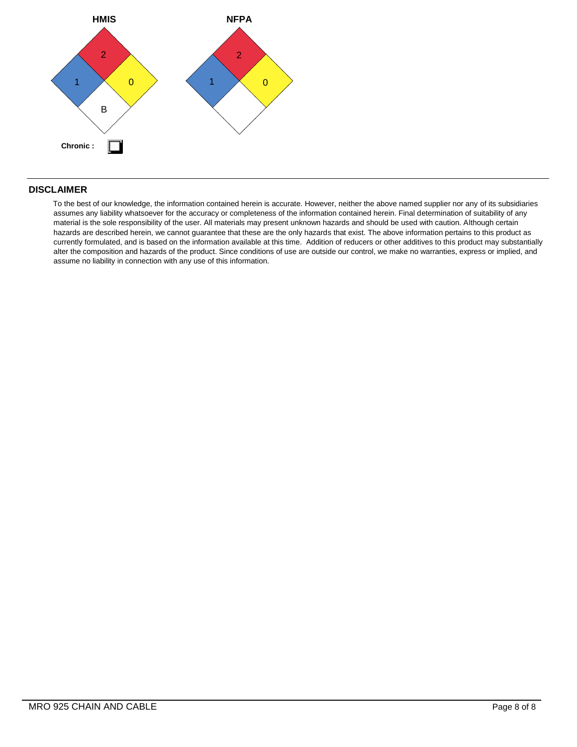**HMIS**

2

1

0

B

**Chronic :** ☐

**NFPA**

2

1

0

## DISCLAIMER

To the best of our knowledge, the information contained herein is accurate. However, neither the above named supplier nor any of its subsidiaries assumes any liability whatsoever for the accuracy or completeness of the information contained herein. Final determination of suitability of any material is the sole responsibility of the user. All materials may present unknown hazards and should be used with caution. Although certain hazards are described herein, we cannot guarantee that these are the only hazards that exist. The above information pertains to this product as currently formulated, and is based on the information available at this time. Addition of reducers or other additives to this product may substantially alter the composition and hazards of the product. Since conditions of use are outside our control, we make no warranties, express or implied, and assume no liability in connection with any use of this information.